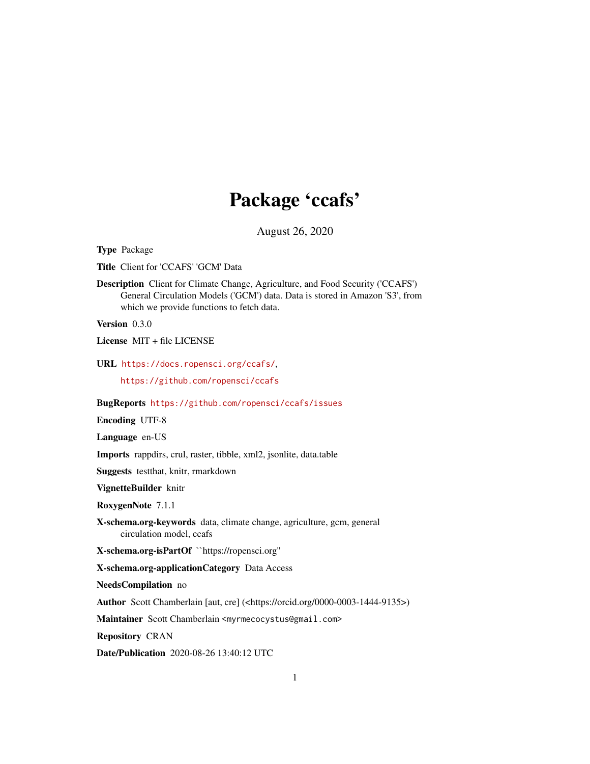# Package 'ccafs'

August 26, 2020

**Type** Package

**Title** Client for 'CCAFS' 'GCM' Data

**Description** Client for Climate Change, Agriculture, and Food Security ('CCAFS') General Circulation Models ('GCM') data. Data is stored in Amazon 'S3', from which we provide functions to fetch data.

**Version** 0.3.0

**License** MIT + file LICENSE

**URL** https://docs.ropensci.org/ccafs/,

https://github.com/ropensci/ccafs

**BugReports** https://github.com/ropensci/ccafs/issues

**Encoding** UTF-8

**Language** en-US

**Imports** rappdirs, crul, raster, tibble, xml2, jsonlite, data.table

**Suggests** testthat, knitr, rmarkdown

**VignetteBuilder** knitr

**RoxygenNote** 7.1.1

**X-schema.org-keywords** data, climate change, agriculture, gcm, general circulation model, ccafs

**X-schema.org-isPartOf** ``https://ropensci.org''

**X-schema.org-applicationCategory** Data Access

**NeedsCompilation** no

**Author** Scott Chamberlain [aut, cre] (<https://orcid.org/0000-0003-1444-9135>)

**Maintainer** Scott Chamberlain <myrmecocystus@gmail.com>

**Repository** CRAN

**Date/Publication** 2020-08-26 13:40:12 UTC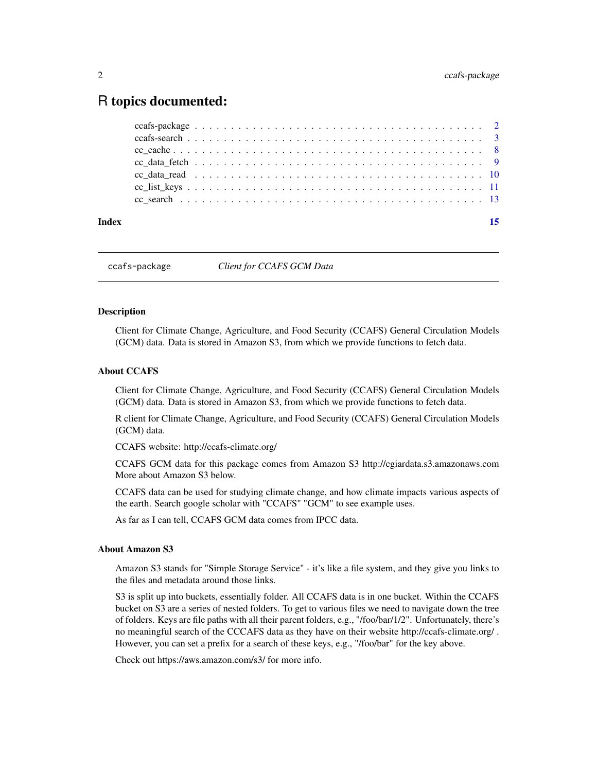# R topics documented:

| | |
|---|---|
| ccafs-package | 2 |
| ccafs-search | 3 |
| cc_cache | 8 |
| cc_data_fetch | 9 |
| cc_data_read | 10 |
| cc_list_keys | 11 |
| cc_search | 13 |
| **Index** | **15** |

---

ccafs-package *Client for CCAFS GCM Data*

---

## Description

Client for Climate Change, Agriculture, and Food Security (CCAFS) General Circulation Models (GCM) data. Data is stored in Amazon S3, from which we provide functions to fetch data.

## About CCAFS

Client for Climate Change, Agriculture, and Food Security (CCAFS) General Circulation Models (GCM) data. Data is stored in Amazon S3, from which we provide functions to fetch data.

R client for Climate Change, Agriculture, and Food Security (CCAFS) General Circulation Models (GCM) data.

CCAFS website: http://ccafs-climate.org/

CCAFS GCM data for this package comes from Amazon S3 http://cgiardata.s3.amazonaws.com More about Amazon S3 below.

CCAFS data can be used for studying climate change, and how climate impacts various aspects of the earth. Search google scholar with "CCAFS" "GCM" to see example uses.

As far as I can tell, CCAFS GCM data comes from IPCC data.

## About Amazon S3

Amazon S3 stands for "Simple Storage Service" - it's like a file system, and they give you links to the files and metadata around those links.

S3 is split up into buckets, essentially folder. All CCAFS data is in one bucket. Within the CCAFS bucket on S3 are a series of nested folders. To get to various files we need to navigate down the tree of folders. Keys are file paths with all their parent folders, e.g., "/foo/bar/1/2". Unfortunately, there's no meaningful search of the CCCAFS data as they have on their website http://ccafs-climate.org/ . However, you can set a prefix for a search of these keys, e.g., "/foo/bar" for the key above.

Check out https://aws.amazon.com/s3/ for more info.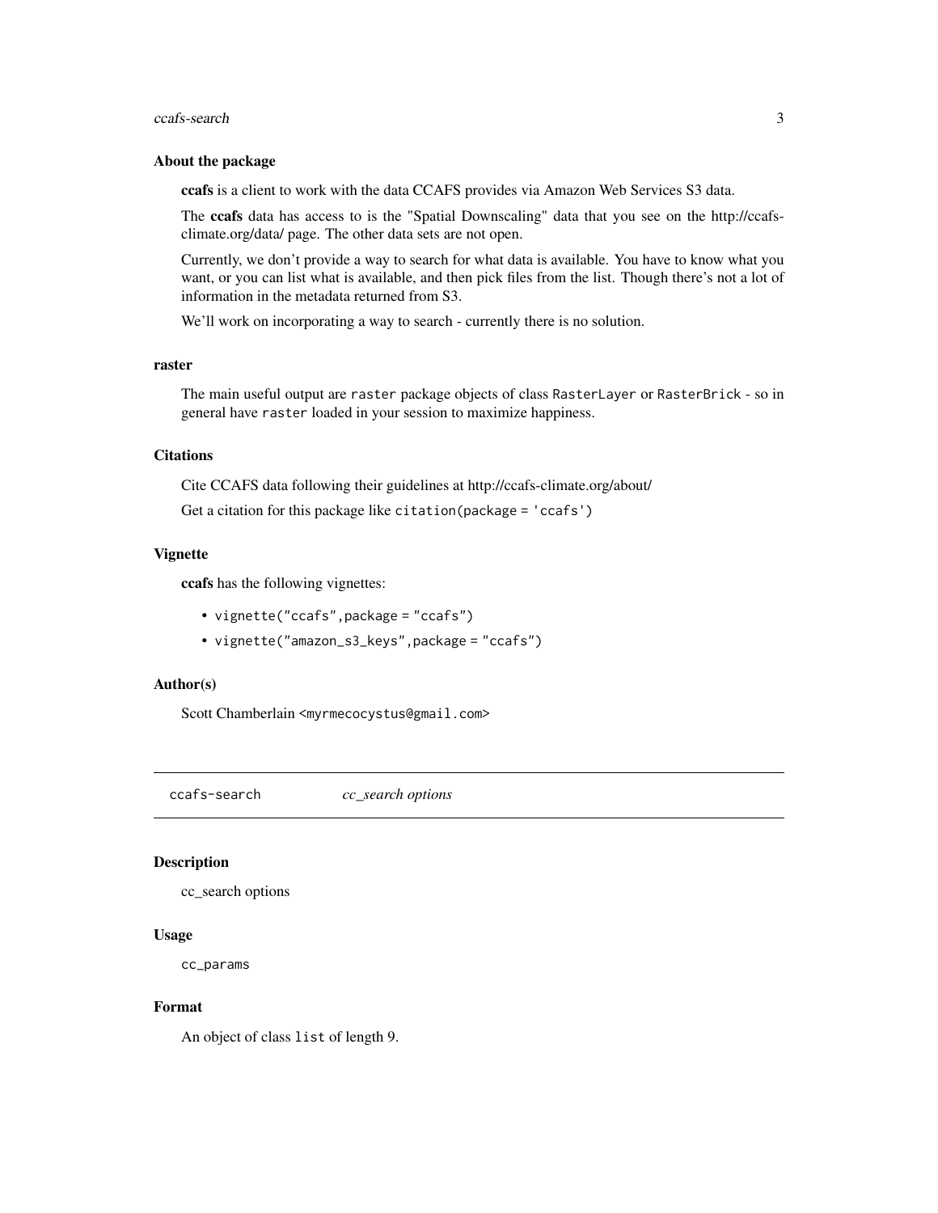### About the package

**ccafs** is a client to work with the data CCAFS provides via Amazon Web Services S3 data.

The **ccafs** data has access to is the "Spatial Downscaling" data that you see on the http://ccafs-climate.org/data/ page. The other data sets are not open.

Currently, we don't provide a way to search for what data is available. You have to know what you want, or you can list what is available, and then pick files from the list. Though there's not a lot of information in the metadata returned from S3.

We'll work on incorporating a way to search - currently there is no solution.

### raster

The main useful output are `raster` package objects of class `RasterLayer` or `RasterBrick` - so in general have `raster` loaded in your session to maximize happiness.

### Citations

Cite CCAFS data following their guidelines at http://ccafs-climate.org/about/

Get a citation for this package like `citation(package = 'ccafs')`

### Vignette

**ccafs** has the following vignettes:

- `vignette("ccafs",package = "ccafs")`
- `vignette("amazon_s3_keys",package = "ccafs")`

### Author(s)

Scott Chamberlain <myrmecocystus@gmail.com>

---

## ccafs-search *cc_search options*

### Description

cc_search options

### Usage

```
cc_params
```

### Format

An object of class `list` of length 9.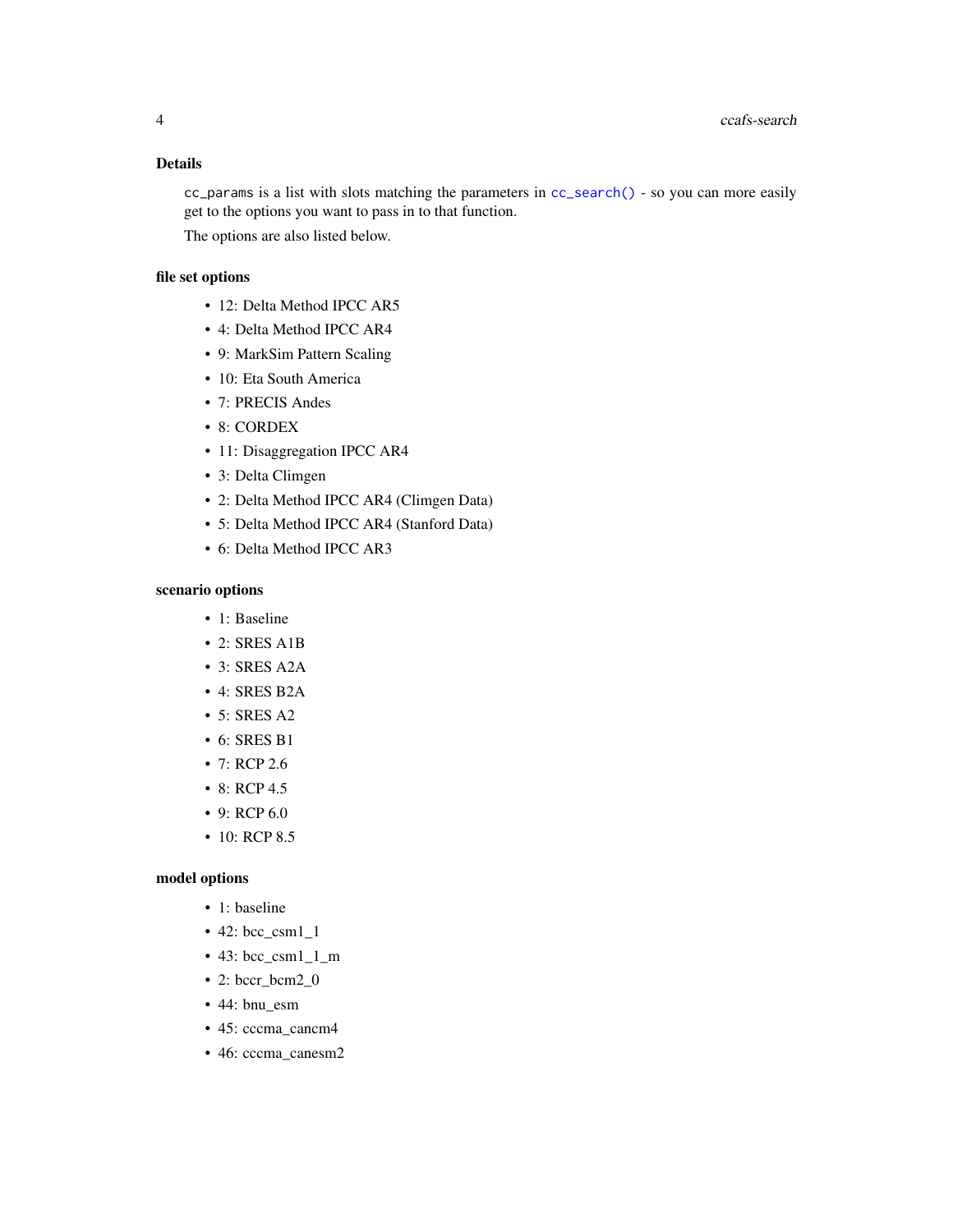### Details

`cc_params` is a list with slots matching the parameters in `cc_search()` - so you can more easily get to the options you want to pass in to that function.

The options are also listed below.

#### file set options

- 12: Delta Method IPCC AR5
- 4: Delta Method IPCC AR4
- 9: MarkSim Pattern Scaling
- 10: Eta South America
- 7: PRECIS Andes
- 8: CORDEX
- 11: Disaggregation IPCC AR4
- 3: Delta Climgen
- 2: Delta Method IPCC AR4 (Climgen Data)
- 5: Delta Method IPCC AR4 (Stanford Data)
- 6: Delta Method IPCC AR3

#### scenario options

- 1: Baseline
- 2: SRES A1B
- 3: SRES A2A
- 4: SRES B2A
- 5: SRES A2
- 6: SRES B1
- 7: RCP 2.6
- 8: RCP 4.5
- 9: RCP 6.0
- 10: RCP 8.5

#### model options

- 1: baseline
- 42: bcc_csm1_1
- 43: bcc_csm1_1_m
- 2: bccr_bcm2_0
- 44: bnu_esm
- 45: cccma_cancm4
- 46: cccma_canesm2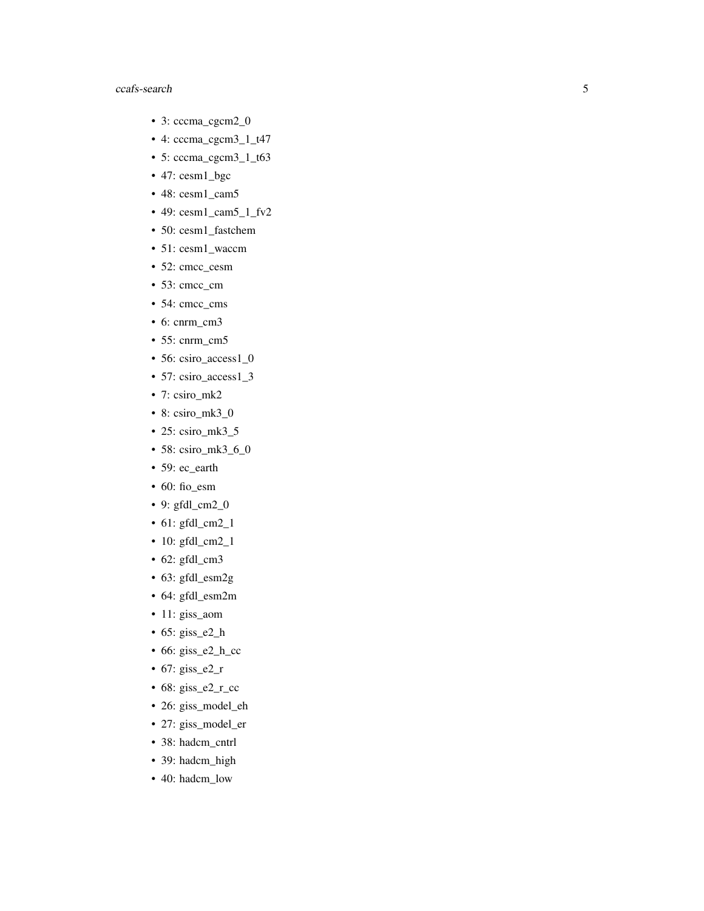- 3: cccma_cgcm2_0
- 4: cccma_cgcm3_1_t47
- 5: cccma_cgcm3_1_t63
- 47: cesm1_bgc
- 48: cesm1_cam5
- 49: cesm1_cam5_1_fv2
- 50: cesm1_fastchem
- 51: cesm1_waccm
- 52: cmcc_cesm
- 53: cmcc_cm
- 54: cmcc_cms
- 6: cnrm_cm3
- 55: cnrm_cm5
- 56: csiro_access1_0
- 57: csiro_access1_3
- 7: csiro_mk2
- 8: csiro_mk3_0
- 25: csiro_mk3_5
- 58: csiro_mk3_6_0
- 59: ec_earth
- 60: fio_esm
- 9: gfdl_cm2_0
- 61: gfdl_cm2_1
- 10: gfdl_cm2_1
- 62: gfdl_cm3
- 63: gfdl_esm2g
- 64: gfdl_esm2m
- 11: giss_aom
- 65: giss_e2_h
- 66: giss_e2_h_cc
- 67: giss_e2_r
- 68: giss_e2_r_cc
- 26: giss_model_eh
- 27: giss_model_er
- 38: hadcm_cntrl
- 39: hadcm_high
- 40: hadcm_low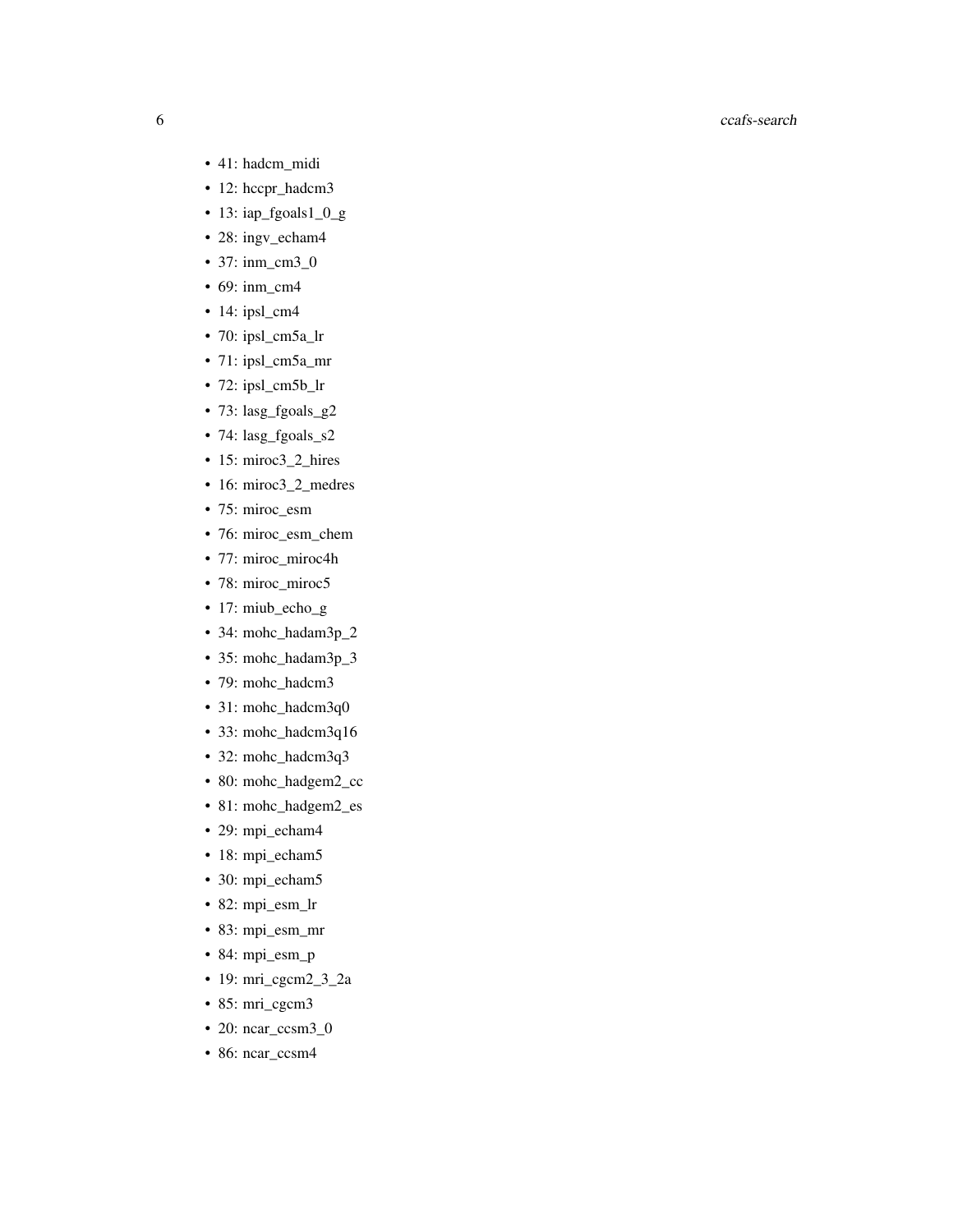- 41: hadcm_midi
- 12: hccpr_hadcm3
- 13: iap_fgoals1_0_g
- 28: ingv_echam4
- 37: inm_cm3_0
- 69: inm_cm4
- 14: ipsl_cm4
- 70: ipsl_cm5a_lr
- 71: ipsl_cm5a_mr
- 72: ipsl_cm5b_lr
- 73: lasg_fgoals_g2
- 74: lasg_fgoals_s2
- 15: miroc3_2_hires
- 16: miroc3_2_medres
- 75: miroc_esm
- 76: miroc_esm_chem
- 77: miroc_miroc4h
- 78: miroc_miroc5
- 17: miub_echo_g
- 34: mohc_hadam3p_2
- 35: mohc_hadam3p_3
- 79: mohc_hadcm3
- 31: mohc_hadcm3q0
- 33: mohc_hadcm3q16
- 32: mohc_hadcm3q3
- 80: mohc_hadgem2_cc
- 81: mohc_hadgem2_es
- 29: mpi_echam4
- 18: mpi_echam5
- 30: mpi_echam5
- 82: mpi_esm_lr
- 83: mpi_esm_mr
- 84: mpi_esm_p
- 19: mri_cgcm2_3_2a
- 85: mri_cgcm3
- 20: ncar_ccsm3_0
- 86: ncar_ccsm4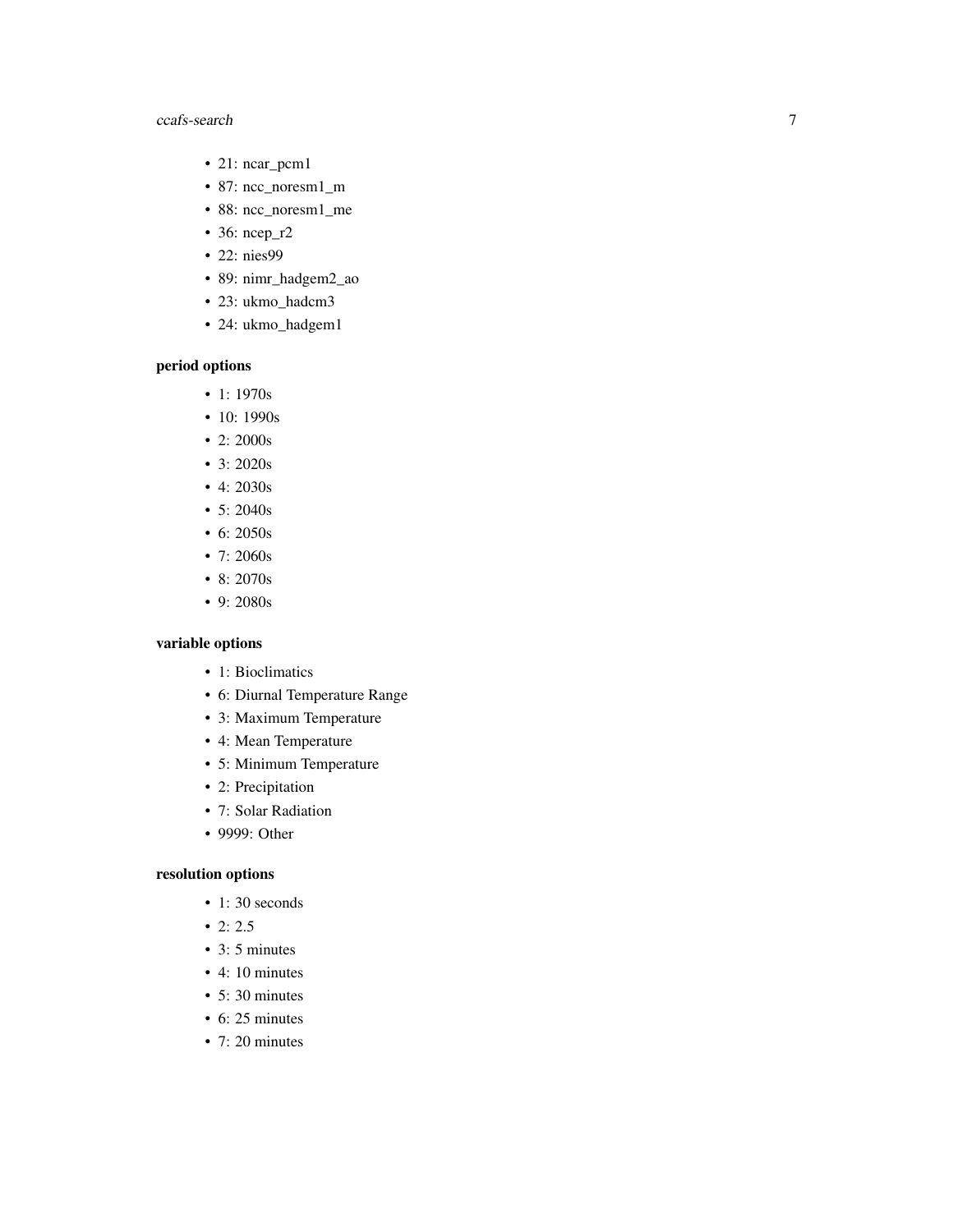- 21: ncar_pcm1
- 87: ncc_noresm1_m
- 88: ncc_noresm1_me
- 36: ncep_r2
- 22: nies99
- 89: nimr_hadgem2_ao
- 23: ukmo_hadcm3
- 24: ukmo_hadgem1

**period options**

- 1: 1970s
- 10: 1990s
- 2: 2000s
- 3: 2020s
- 4: 2030s
- 5: 2040s
- 6: 2050s
- 7: 2060s
- 8: 2070s
- 9: 2080s

**variable options**

- 1: Bioclimatics
- 6: Diurnal Temperature Range
- 3: Maximum Temperature
- 4: Mean Temperature
- 5: Minimum Temperature
- 2: Precipitation
- 7: Solar Radiation
- 9999: Other

**resolution options**

- 1: 30 seconds
- 2: 2.5
- 3: 5 minutes
- 4: 10 minutes
- 5: 30 minutes
- 6: 25 minutes
- 7: 20 minutes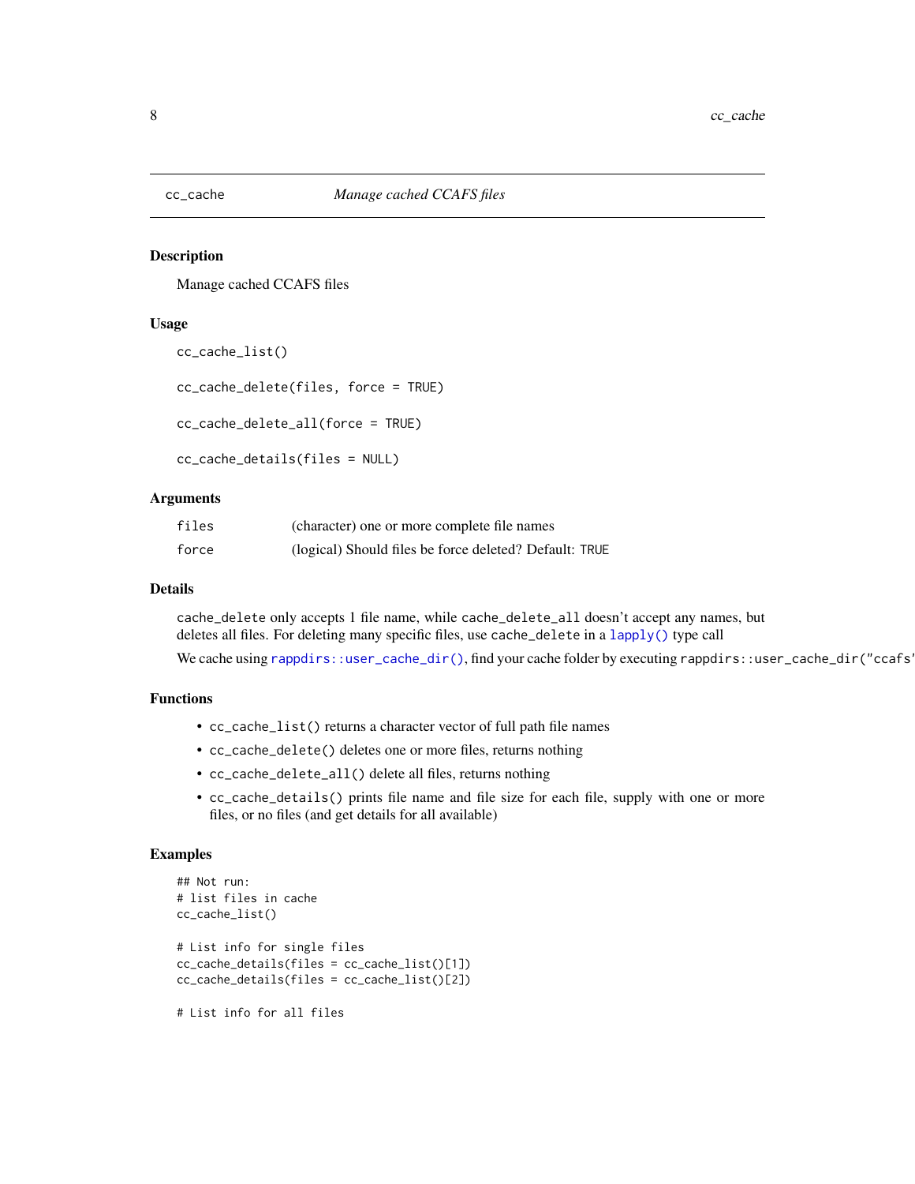# cc_cache — *Manage cached CCAFS files*

## Description

Manage cached CCAFS files

## Usage

```
cc_cache_list()

cc_cache_delete(files, force = TRUE)

cc_cache_delete_all(force = TRUE)

cc_cache_details(files = NULL)
```

## Arguments

| | |
|---|---|
| `files` | (character) one or more complete file names |
| `force` | (logical) Should files be force deleted? Default: `TRUE` |

## Details

`cache_delete` only accepts 1 file name, while `cache_delete_all` doesn't accept any names, but deletes all files. For deleting many specific files, use `cache_delete` in a `lapply()` type call

We cache using `rappdirs::user_cache_dir()`, find your cache folder by executing `rappdirs::user_cache_dir("ccafs"`

## Functions

- `cc_cache_list()` returns a character vector of full path file names
- `cc_cache_delete()` deletes one or more files, returns nothing
- `cc_cache_delete_all()` delete all files, returns nothing
- `cc_cache_details()` prints file name and file size for each file, supply with one or more files, or no files (and get details for all available)

## Examples

```
## Not run:
# list files in cache
cc_cache_list()

# List info for single files
cc_cache_details(files = cc_cache_list()[1])
cc_cache_details(files = cc_cache_list()[2])

# List info for all files
```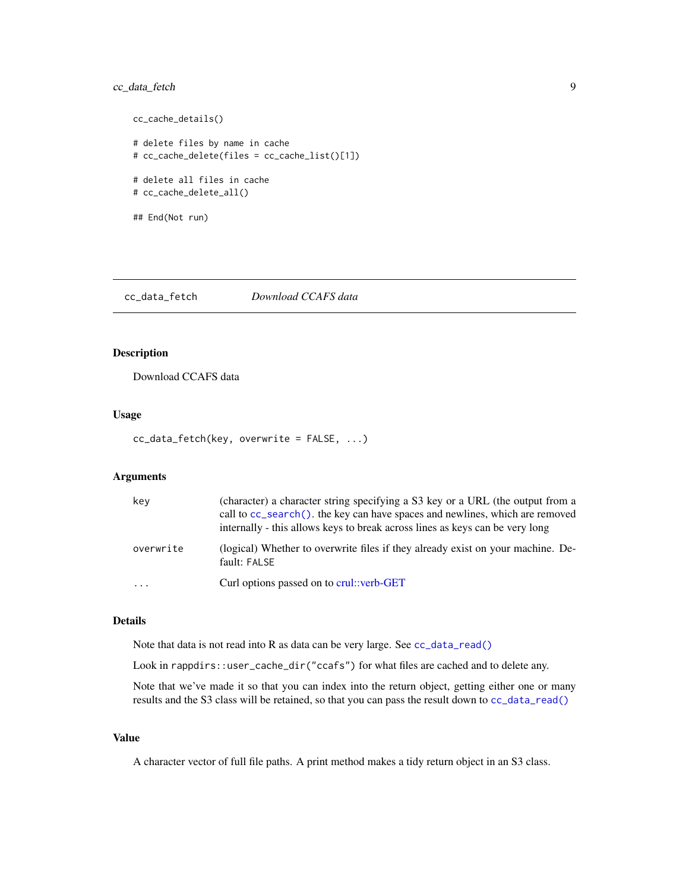```
cc_cache_details()

# delete files by name in cache
# cc_cache_delete(files = cc_cache_list()[1])

# delete all files in cache
# cc_cache_delete_all()

## End(Not run)
```

## cc_data_fetch *Download CCAFS data*

### Description

Download CCAFS data

### Usage

```
cc_data_fetch(key, overwrite = FALSE, ...)
```

### Arguments

| | |
|---|---|
| key | (character) a character string specifying a S3 key or a URL (the output from a call to `cc_search()`. the key can have spaces and newlines, which are removed internally - this allows keys to break across lines as keys can be very long |
| overwrite | (logical) Whether to overwrite files if they already exist on your machine. Default: `FALSE` |
| ... | Curl options passed on to crul::verb-GET |

### Details

Note that data is not read into R as data can be very large. See `cc_data_read()`

Look in `rappdirs::user_cache_dir("ccafs")` for what files are cached and to delete any.

Note that we've made it so that you can index into the return object, getting either one or many results and the S3 class will be retained, so that you can pass the result down to `cc_data_read()`

### Value

A character vector of full file paths. A print method makes a tidy return object in an S3 class.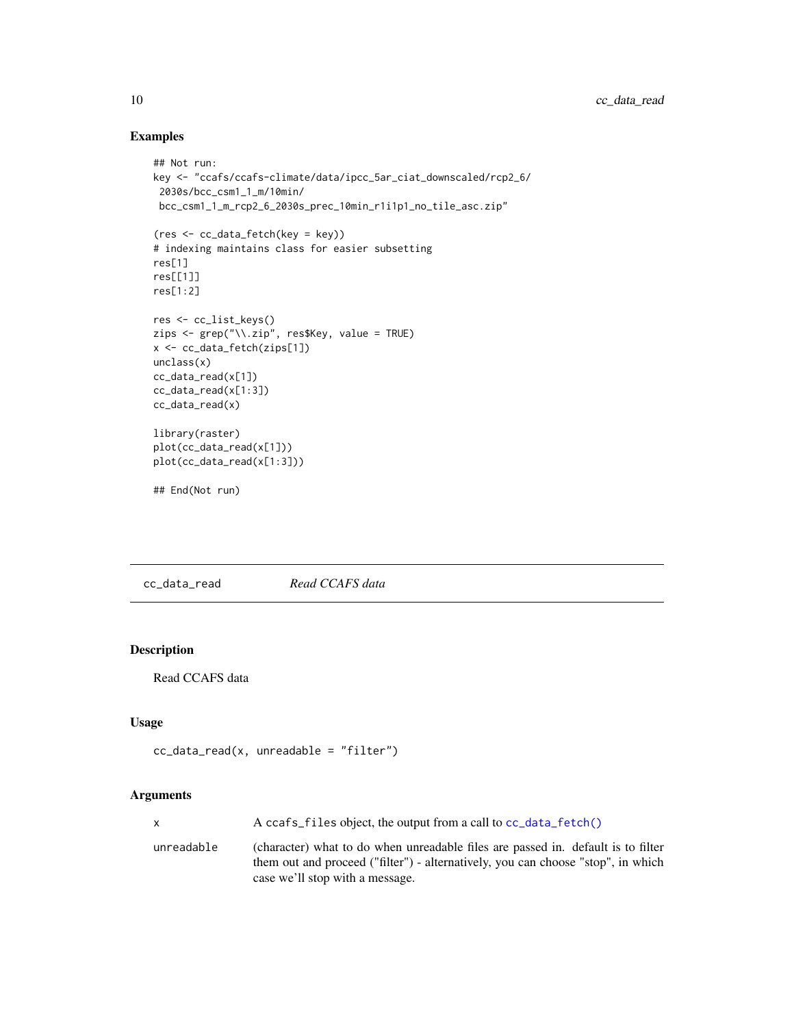### Examples

```
## Not run:
key <- "ccafs/ccafs-climate/data/ipcc_5ar_ciat_downscaled/rcp2_6/
 2030s/bcc_csm1_1_m/10min/
 bcc_csm1_1_m_rcp2_6_2030s_prec_10min_r1i1p1_no_tile_asc.zip"

(res <- cc_data_fetch(key = key))
# indexing maintains class for easier subsetting
res[1]
res[[1]]
res[1:2]

res <- cc_list_keys()
zips <- grep("\\.zip", res$Key, value = TRUE)
x <- cc_data_fetch(zips[1])
unclass(x)
cc_data_read(x[1])
cc_data_read(x[1:3])
cc_data_read(x)

library(raster)
plot(cc_data_read(x[1]))
plot(cc_data_read(x[1:3]))

## End(Not run)
```

---

## cc_data_read — *Read CCAFS data*

### Description

Read CCAFS data

### Usage

```
cc_data_read(x, unreadable = "filter")
```

### Arguments

| | |
|---|---|
| x | A ccafs_files object, the output from a call to cc_data_fetch() |
| unreadable | (character) what to do when unreadable files are passed in. default is to filter them out and proceed ("filter") - alternatively, you can choose "stop", in which case we'll stop with a message. |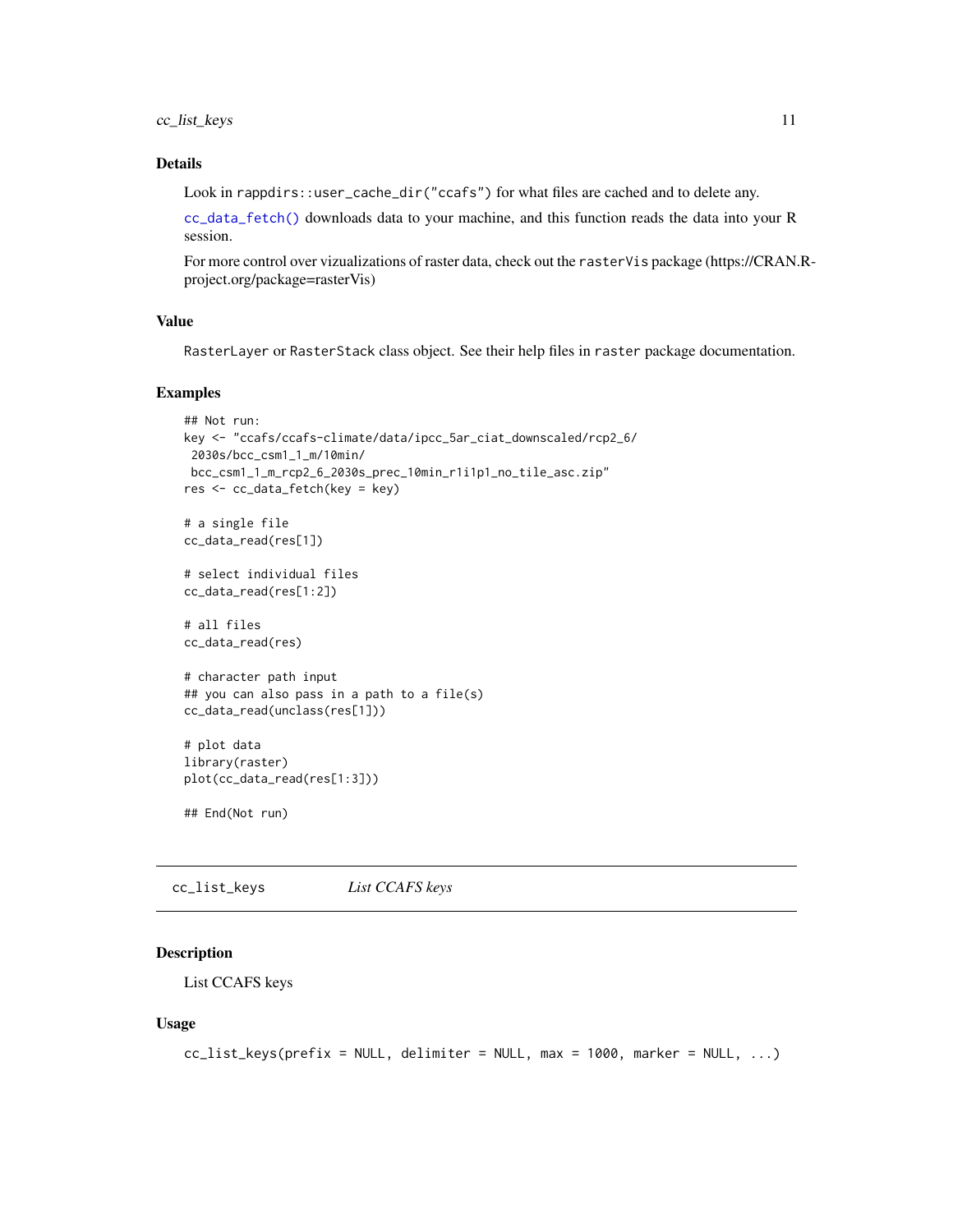### Details

Look in rappdirs::user_cache_dir("ccafs") for what files are cached and to delete any.

cc_data_fetch() downloads data to your machine, and this function reads the data into your R session.

For more control over vizualizations of raster data, check out the rasterVis package (https://CRAN.R-project.org/package=rasterVis)

### Value

RasterLayer or RasterStack class object. See their help files in raster package documentation.

### Examples

```
## Not run:
key <- "ccafs/ccafs-climate/data/ipcc_5ar_ciat_downscaled/rcp2_6/
 2030s/bcc_csm1_1_m/10min/
 bcc_csm1_1_m_rcp2_6_2030s_prec_10min_r1i1p1_no_tile_asc.zip"
res <- cc_data_fetch(key = key)

# a single file
cc_data_read(res[1])

# select individual files
cc_data_read(res[1:2])

# all files
cc_data_read(res)

# character path input
## you can also pass in a path to a file(s)
cc_data_read(unclass(res[1]))

# plot data
library(raster)
plot(cc_data_read(res[1:3]))

## End(Not run)
```

---

## cc_list_keys — *List CCAFS keys*

### Description

List CCAFS keys

### Usage

```
cc_list_keys(prefix = NULL, delimiter = NULL, max = 1000, marker = NULL, ...)
```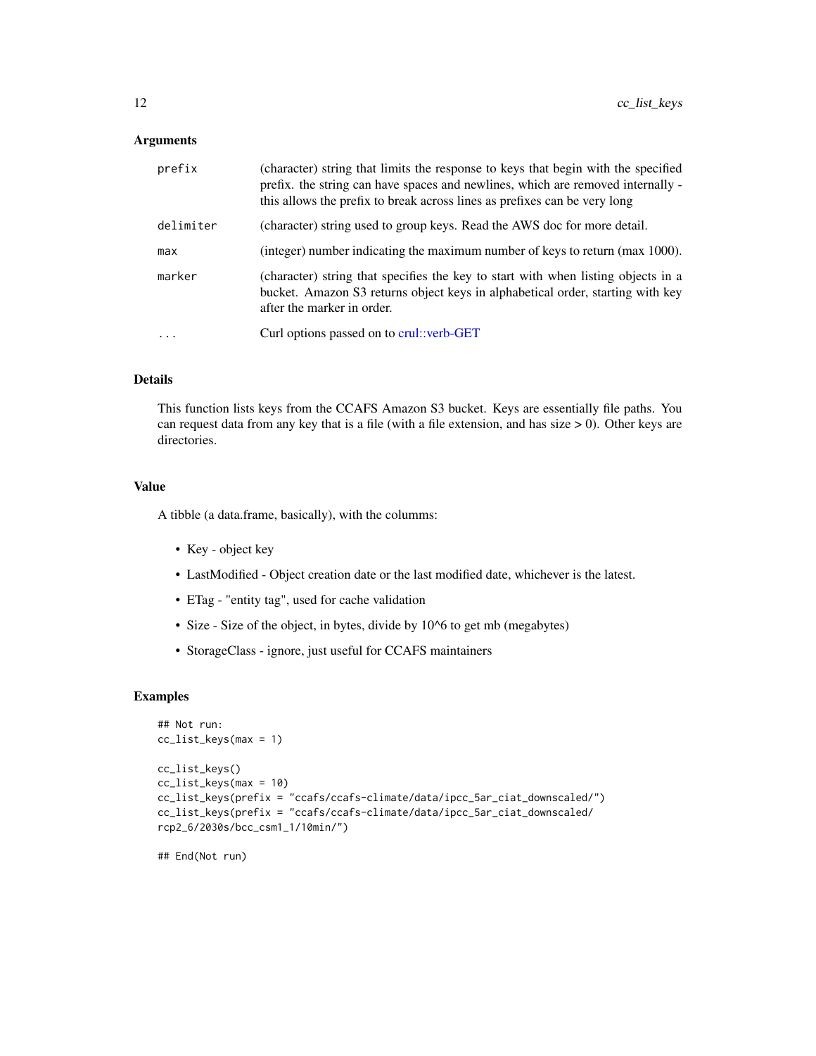### Arguments

| | |
|---|---|
| `prefix` | (character) string that limits the response to keys that begin with the specified prefix. the string can have spaces and newlines, which are removed internally - this allows the prefix to break across lines as prefixes can be very long |
| `delimiter` | (character) string used to group keys. Read the AWS doc for more detail. |
| `max` | (integer) number indicating the maximum number of keys to return (max 1000). |
| `marker` | (character) string that specifies the key to start with when listing objects in a bucket. Amazon S3 returns object keys in alphabetical order, starting with key after the marker in order. |
| `...` | Curl options passed on to crul::verb-GET |

### Details

This function lists keys from the CCAFS Amazon S3 bucket. Keys are essentially file paths. You can request data from any key that is a file (with a file extension, and has size > 0). Other keys are directories.

### Value

A tibble (a data.frame, basically), with the columms:

- Key - object key
- LastModified - Object creation date or the last modified date, whichever is the latest.
- ETag - "entity tag", used for cache validation
- Size - Size of the object, in bytes, divide by 10^6 to get mb (megabytes)
- StorageClass - ignore, just useful for CCAFS maintainers

### Examples

```
## Not run:
cc_list_keys(max = 1)

cc_list_keys()
cc_list_keys(max = 10)
cc_list_keys(prefix = "ccafs/ccafs-climate/data/ipcc_5ar_ciat_downscaled/")
cc_list_keys(prefix = "ccafs/ccafs-climate/data/ipcc_5ar_ciat_downscaled/
rcp2_6/2030s/bcc_csm1_1/10min/")

## End(Not run)
```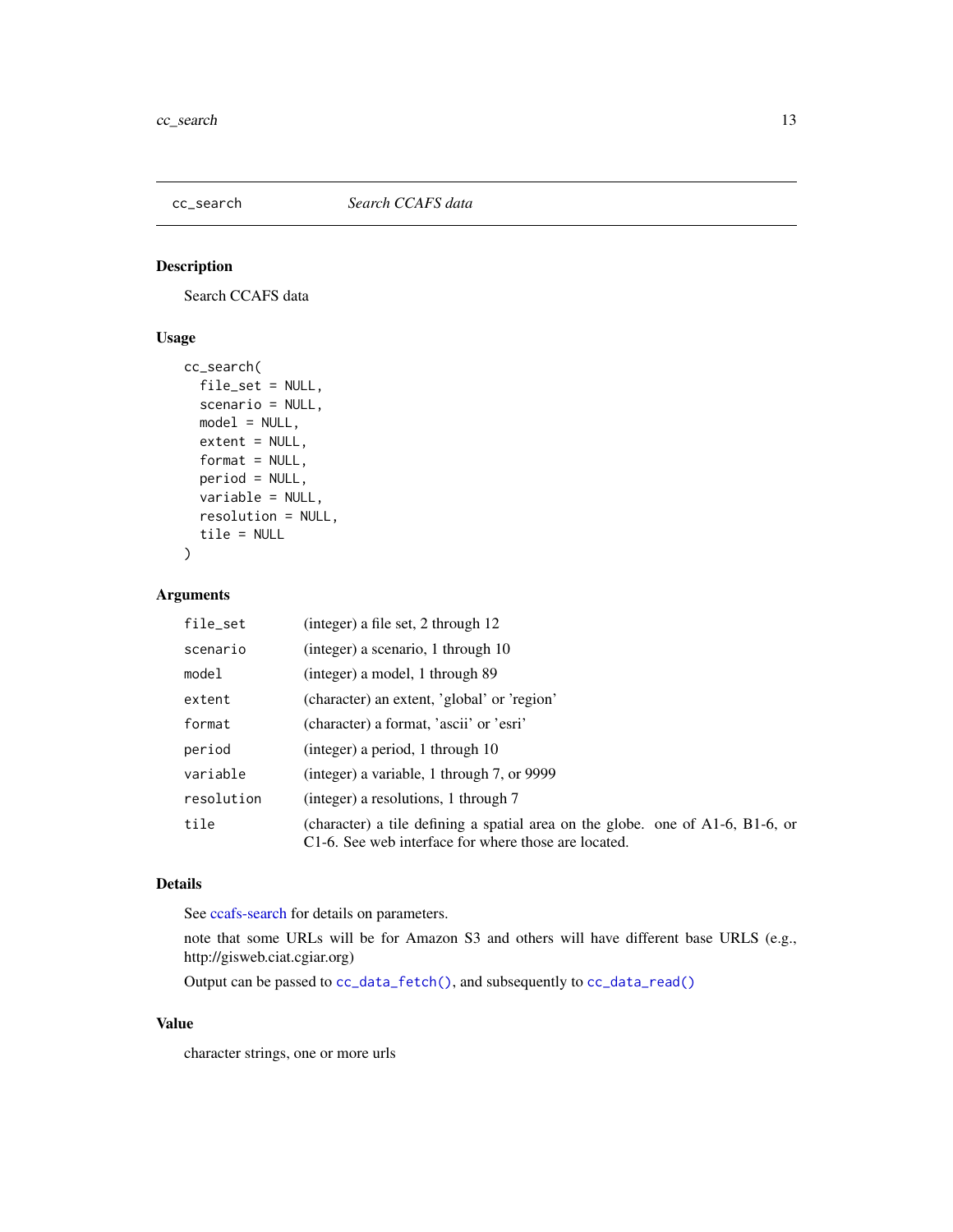## cc_search — *Search CCAFS data*

### Description

Search CCAFS data

### Usage

```
cc_search(
  file_set = NULL,
  scenario = NULL,
  model = NULL,
  extent = NULL,
  format = NULL,
  period = NULL,
  variable = NULL,
  resolution = NULL,
  tile = NULL
)
```

### Arguments

| | |
|---|---|
| `file_set` | (integer) a file set, 2 through 12 |
| `scenario` | (integer) a scenario, 1 through 10 |
| `model` | (integer) a model, 1 through 89 |
| `extent` | (character) an extent, 'global' or 'region' |
| `format` | (character) a format, 'ascii' or 'esri' |
| `period` | (integer) a period, 1 through 10 |
| `variable` | (integer) a variable, 1 through 7, or 9999 |
| `resolution` | (integer) a resolutions, 1 through 7 |
| `tile` | (character) a tile defining a spatial area on the globe. one of A1-6, B1-6, or C1-6. See web interface for where those are located. |

### Details

See ccafs-search for details on parameters.

note that some URLs will be for Amazon S3 and others will have different base URLS (e.g., http://gisweb.ciat.cgiar.org)

Output can be passed to `cc_data_fetch()`, and subsequently to `cc_data_read()`

### Value

character strings, one or more urls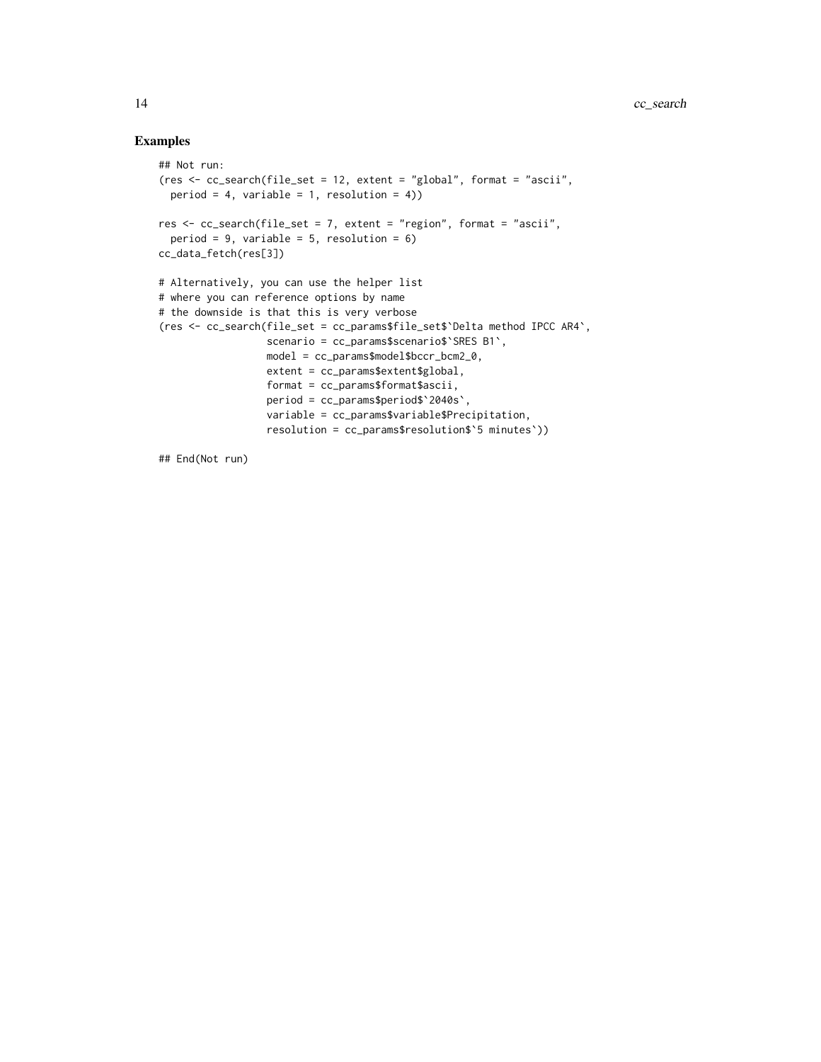## Examples

```
## Not run:
(res <- cc_search(file_set = 12, extent = "global", format = "ascii",
  period = 4, variable = 1, resolution = 4))

res <- cc_search(file_set = 7, extent = "region", format = "ascii",
  period = 9, variable = 5, resolution = 6)
cc_data_fetch(res[3])

# Alternatively, you can use the helper list
# where you can reference options by name
# the downside is that this is very verbose
(res <- cc_search(file_set = cc_params$file_set$`Delta method IPCC AR4`,
                  scenario = cc_params$scenario$`SRES B1`,
                  model = cc_params$model$bccr_bcm2_0,
                  extent = cc_params$extent$global,
                  format = cc_params$format$ascii,
                  period = cc_params$period$`2040s`,
                  variable = cc_params$variable$Precipitation,
                  resolution = cc_params$resolution$`5 minutes`))

## End(Not run)
```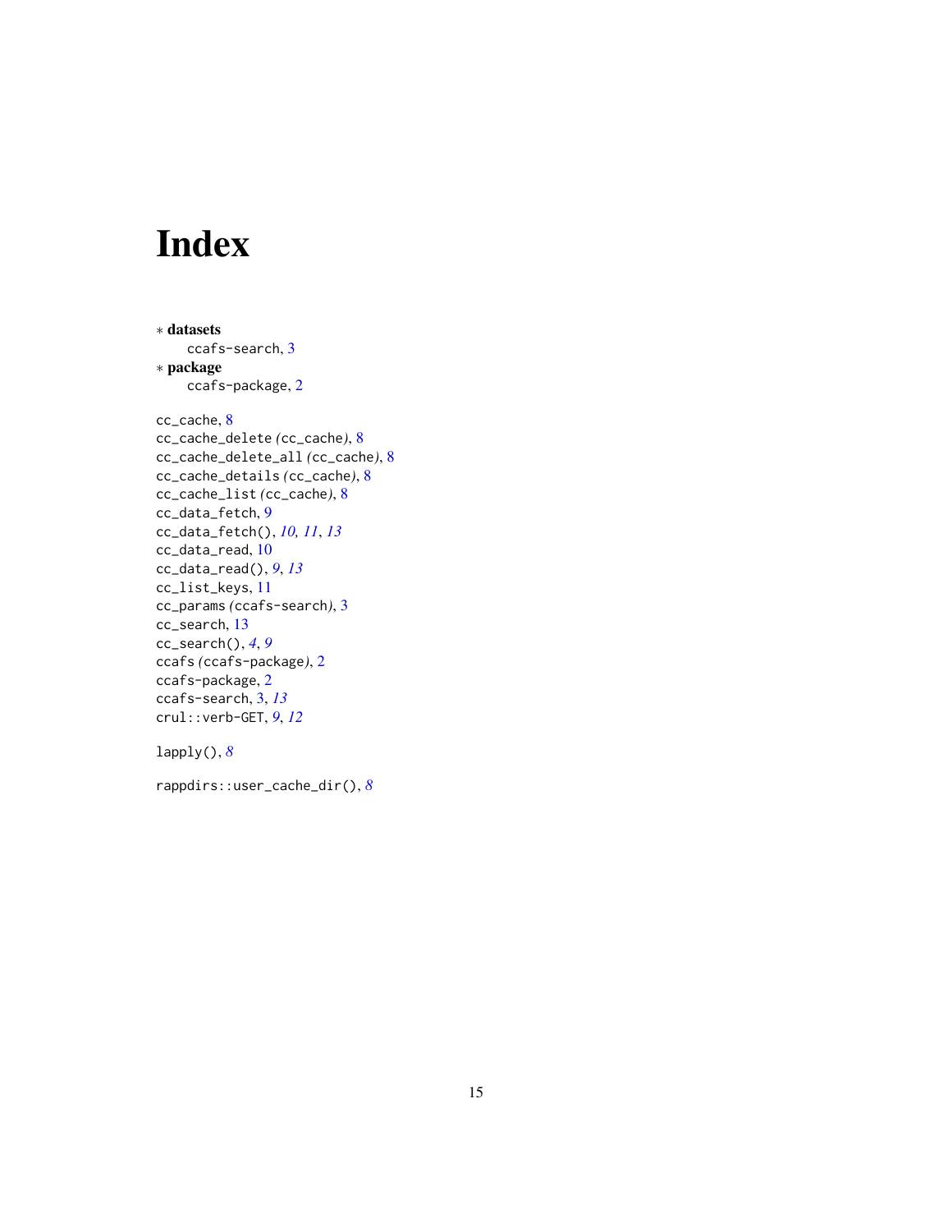# Index

* **datasets**
  ccafs-search, 3
* **package**
  ccafs-package, 2

cc_cache, 8
cc_cache_delete *(cc_cache)*, 8
cc_cache_delete_all *(cc_cache)*, 8
cc_cache_details *(cc_cache)*, 8
cc_cache_list *(cc_cache)*, 8
cc_data_fetch, 9
cc_data_fetch(), *10, 11*, *13*
cc_data_read, 10
cc_data_read(), *9*, *13*
cc_list_keys, 11
cc_params *(ccafs-search)*, 3
cc_search, 13
cc_search(), *4*, *9*
ccafs *(ccafs-package)*, 2
ccafs-package, 2
ccafs-search, 3, *13*
crul::verb-GET, *9*, *12*

lapply(), *8*

rappdirs::user_cache_dir(), *8*